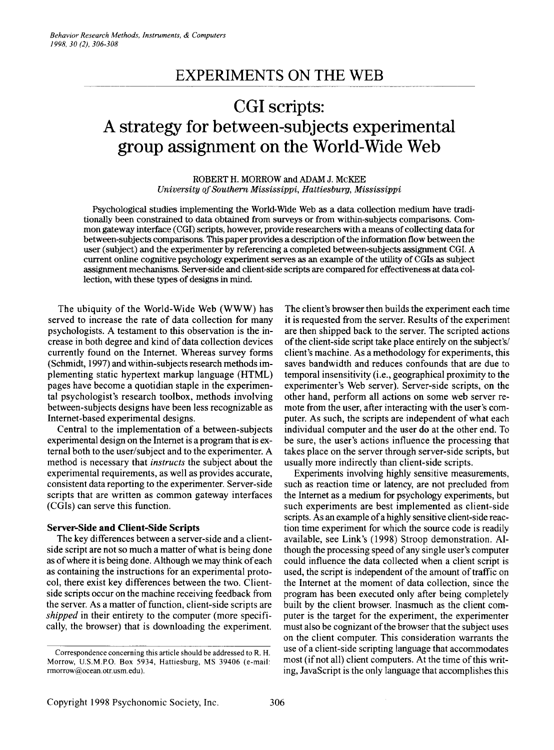# EXPERIMENTS ON THE WEB

# CGI scripts: A strategy for between-subjects experimental group assignment on the World-Wide Web

ROBERT H. MORROW and ADAM J. McKEE
*University of Southern Mississippi, Hattiesburg, Mississippi*

Psychological studies implementing the World-Wide Web as a data collection medium have traditionally been constrained to data obtained from surveys or from within-subjects comparisons. Common gateway interface (CGI) scripts, however, provide researchers with a means of collecting data for between-subjects comparisons. This paper provides a description of the information flow between the user (subject) and the experimenter by referencing a completed between-subjects assignment CGI. A current online cognitive psychology experiment serves as an example of the utility of CGIs as subject assignment mechanisms. Server-side and client-side scripts are compared for effectiveness at data collection, with these types of designs in mind.

The ubiquity of the World-Wide Web (WWW) has served to increase the rate of data collection for many psychologists. A testament to this observation is the increase in both degree and kind of data collection devices currently found on the Internet. Whereas survey forms (Schmidt, 1997) and within-subjects research methods implementing static hypertext markup language (HTML) pages have become a quotidian staple in the experimental psychologist's research toolbox, methods involving between-subjects designs have been less recognizable as Internet-based experimental designs.

Central to the implementation of a between-subjects experimental design on the Internet is a program that is external both to the user/subject and to the experimenter. A method is necessary that *instructs* the subject about the experimental requirements, as well as provides accurate, consistent data reporting to the experimenter. Server-side scripts that are written as common gateway interfaces (CGIs) can serve this function.

### Server-Side and Client-Side Scripts

The key differences between a server-side and a client-side script are not so much a matter of what is being done as of where it is being done. Although we may think of each as containing the instructions for an experimental protocol, there exist key differences between the two. Client-side scripts occur on the machine receiving feedback from the server. As a matter of function, client-side scripts are *shipped* in their entirety to the computer (more specifically, the browser) that is downloading the experiment. The client's browser then builds the experiment each time it is requested from the server. Results of the experiment are then shipped back to the server. The scripted actions of the client-side script take place entirely on the subject's/client's machine. As a methodology for experiments, this saves bandwidth and reduces confounds that are due to temporal insensitivity (i.e., geographical proximity to the experimenter's Web server). Server-side scripts, on the other hand, perform all actions on some web server remote from the user, after interacting with the user's computer. As such, the scripts are independent of what each individual computer and the user do at the other end. To be sure, the user's actions influence the processing that takes place on the server through server-side scripts, but usually more indirectly than client-side scripts.

Experiments involving highly sensitive measurements, such as reaction time or latency, are not precluded from the Internet as a medium for psychology experiments, but such experiments are best implemented as client-side scripts. As an example of a highly sensitive client-side reaction time experiment for which the source code is readily available, see Link's (1998) Stroop demonstration. Although the processing speed of any single user's computer could influence the data collected when a client script is used, the script is independent of the amount of traffic on the Internet at the moment of data collection, since the program has been executed only after being completely built by the client browser. Inasmuch as the client computer is the target for the experiment, the experimenter must also be cognizant of the browser that the subject uses on the client computer. This consideration warrants the use of a client-side scripting language that accommodates most (if not all) client computers. At the time of this writing, JavaScript is the only language that accomplishes this

Correspondence concerning this article should be addressed to R. H. Morrow, U.S.M.P.O. Box 5934, Hattiesburg, MS 39406 (e-mail: rmorrow@ocean.otr.usm.edu).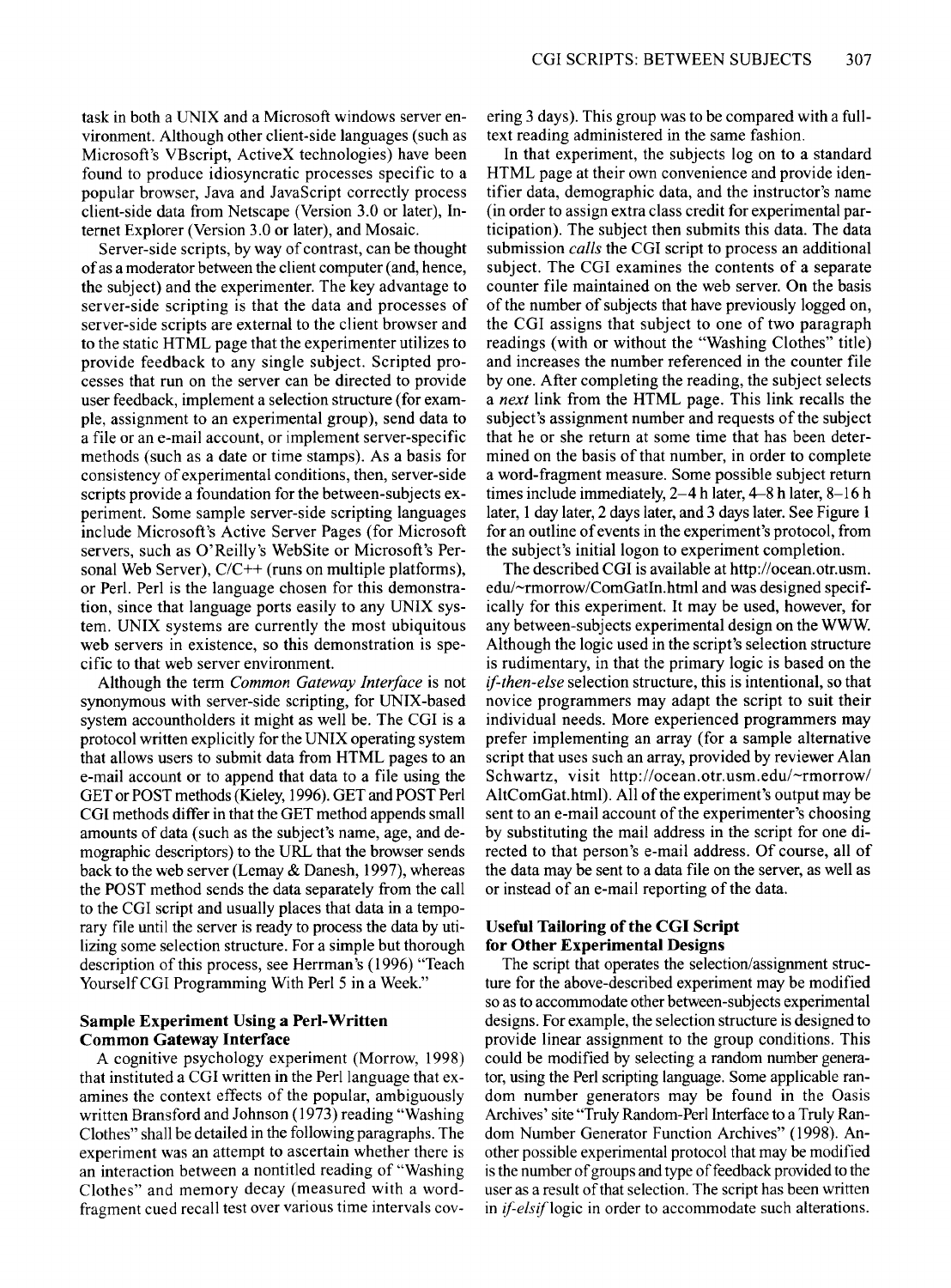task in both a UNIX and a Microsoft windows server environment. Although other client-side languages (such as Microsoft's VBscript, ActiveX technologies) have been found to produce idiosyncratic processes specific to a popular browser, Java and JavaScript correctly process client-side data from Netscape (Version 3.0 or later), Internet Explorer (Version 3.0 or later), and Mosaic.

Server-side scripts, by way of contrast, can be thought of as a moderator between the client computer (and, hence, the subject) and the experimenter. The key advantage to server-side scripting is that the data and processes of server-side scripts are external to the client browser and to the static HTML page that the experimenter utilizes to provide feedback to any single subject. Scripted processes that run on the server can be directed to provide user feedback, implement a selection structure (for example, assignment to an experimental group), send data to a file or an e-mail account, or implement server-specific methods (such as a date or time stamps). As a basis for consistency of experimental conditions, then, server-side scripts provide a foundation for the between-subjects experiment. Some sample server-side scripting languages include Microsoft's Active Server Pages (for Microsoft servers, such as O'Reilly's WebSite or Microsoft's Personal Web Server), C/C++ (runs on multiple platforms), or Perl. Perl is the language chosen for this demonstration, since that language ports easily to any UNIX system. UNIX systems are currently the most ubiquitous web servers in existence, so this demonstration is specific to that web server environment.

Although the term *Common Gateway Interface* is not synonymous with server-side scripting, for UNIX-based system accountholders it might as well be. The CGI is a protocol written explicitly for the UNIX operating system that allows users to submit data from HTML pages to an e-mail account or to append that data to a file using the GET or POST methods (Kieley, 1996). GET and POST Perl CGI methods differ in that the GET method appends small amounts of data (such as the subject's name, age, and demographic descriptors) to the URL that the browser sends back to the web server (Lemay & Danesh, 1997), whereas the POST method sends the data separately from the call to the CGI script and usually places that data in a temporary file until the server is ready to process the data by utilizing some selection structure. For a simple but thorough description of this process, see Herrman's (1996) "Teach Yourself CGI Programming With Perl 5 in a Week."

### Sample Experiment Using a Perl-Written Common Gateway Interface

A cognitive psychology experiment (Morrow, 1998) that instituted a CGI written in the Perl language that examines the context effects of the popular, ambiguously written Bransford and Johnson (1973) reading "Washing Clothes" shall be detailed in the following paragraphs. The experiment was an attempt to ascertain whether there is an interaction between a nontitled reading of "Washing Clothes" and memory decay (measured with a word-fragment cued recall test over various time intervals covering 3 days). This group was to be compared with a full-text reading administered in the same fashion.

In that experiment, the subjects log on to a standard HTML page at their own convenience and provide identifier data, demographic data, and the instructor's name (in order to assign extra class credit for experimental participation). The subject then submits this data. The data submission *calls* the CGI script to process an additional subject. The CGI examines the contents of a separate counter file maintained on the web server. On the basis of the number of subjects that have previously logged on, the CGI assigns that subject to one of two paragraph readings (with or without the "Washing Clothes" title) and increases the number referenced in the counter file by one. After completing the reading, the subject selects a *next* link from the HTML page. This link recalls the subject's assignment number and requests of the subject that he or she return at some time that has been determined on the basis of that number, in order to complete a word-fragment measure. Some possible subject return times include immediately, 2–4 h later, 4–8 h later, 8–16 h later, 1 day later, 2 days later, and 3 days later. See Figure 1 for an outline of events in the experiment's protocol, from the subject's initial logon to experiment completion.

The described CGI is available at http://ocean.otr.usm.edu/~rmorrow/ComGatIn.html and was designed specifically for this experiment. It may be used, however, for any between-subjects experimental design on the WWW. Although the logic used in the script's selection structure is rudimentary, in that the primary logic is based on the *if-then-else* selection structure, this is intentional, so that novice programmers may adapt the script to suit their individual needs. More experienced programmers may prefer implementing an array (for a sample alternative script that uses such an array, provided by reviewer Alan Schwartz, visit http://ocean.otr.usm.edu/~rmorrow/AltComGat.html). All of the experiment's output may be sent to an e-mail account of the experimenter's choosing by substituting the mail address in the script for one directed to that person's e-mail address. Of course, all of the data may be sent to a data file on the server, as well as or instead of an e-mail reporting of the data.

### Useful Tailoring of the CGI Script for Other Experimental Designs

The script that operates the selection/assignment structure for the above-described experiment may be modified so as to accommodate other between-subjects experimental designs. For example, the selection structure is designed to provide linear assignment to the group conditions. This could be modified by selecting a random number generator, using the Perl scripting language. Some applicable random number generators may be found in the Oasis Archives' site "Truly Random-Perl Interface to a Truly Random Number Generator Function Archives" (1998). Another possible experimental protocol that may be modified is the number of groups and type of feedback provided to the user as a result of that selection. The script has been written in *if-elsif* logic in order to accommodate such alterations.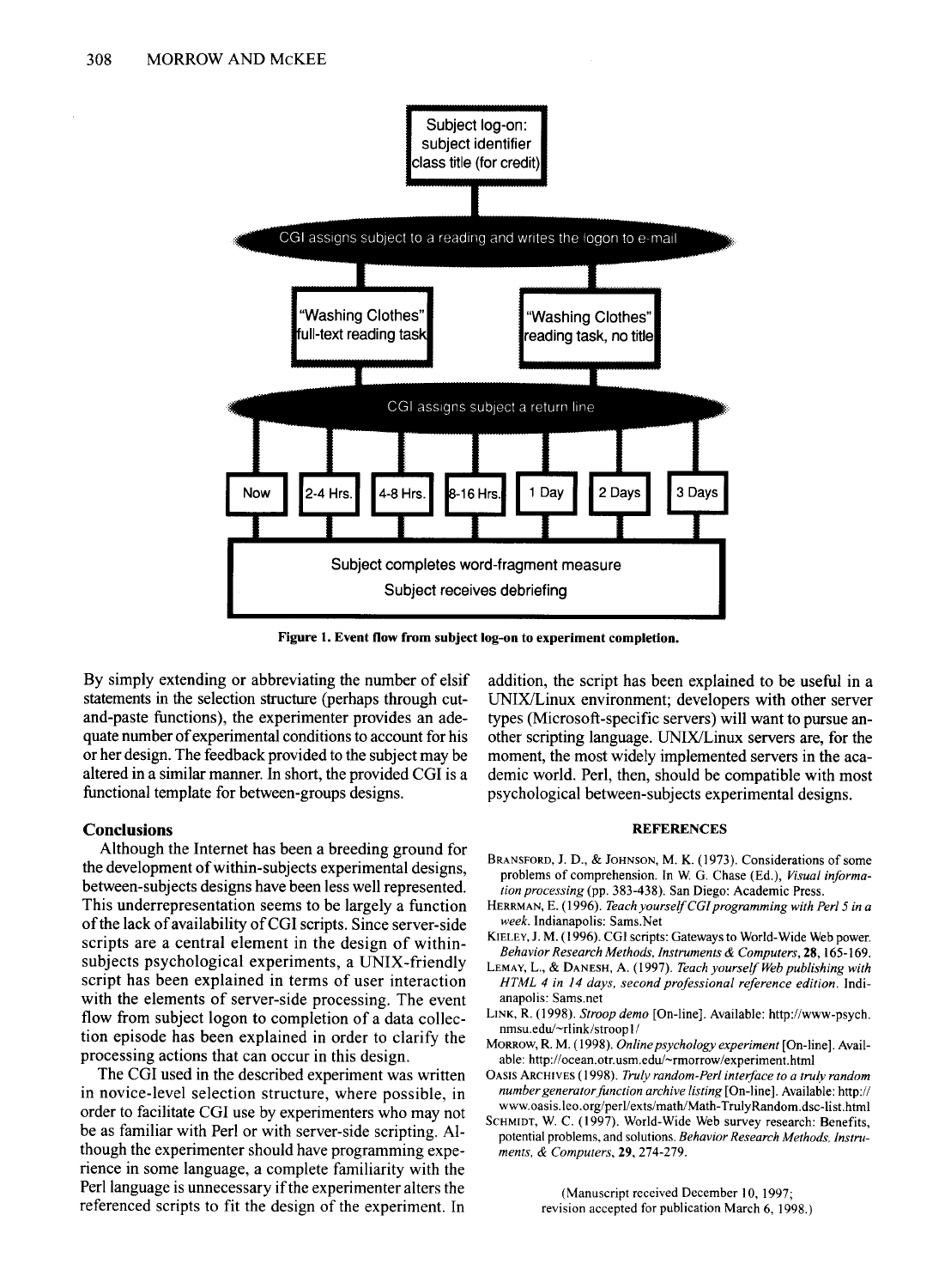Subject log-on:
subject identifier
class title (for credit)

CGI assigns subject to a reading and writes the logon to e-mail

"Washing Clothes"
full-text reading task

"Washing Clothes"
reading task, no title

CGI assigns subject a return line

Now

2-4 Hrs.

4-8 Hrs.

8-16 Hrs.

1 Day

2 Days

3 Days

Subject completes word-fragment measure
Subject receives debriefing

**Figure 1. Event flow from subject log-on to experiment completion.**

By simply extending or abbreviating the number of elsif statements in the selection structure (perhaps through cut-and-paste functions), the experimenter provides an adequate number of experimental conditions to account for his or her design. The feedback provided to the subject may be altered in a similar manner. In short, the provided CGI is a functional template for between-groups designs.

## Conclusions

Although the Internet has been a breeding ground for the development of within-subjects experimental designs, between-subjects designs have been less well represented. This underrepresentation seems to be largely a function of the lack of availability of CGI scripts. Since server-side scripts are a central element in the design of within-subjects psychological experiments, a UNIX-friendly script has been explained in terms of user interaction with the elements of server-side processing. The event flow from subject logon to completion of a data collection episode has been explained in order to clarify the processing actions that can occur in this design.

The CGI used in the described experiment was written in novice-level selection structure, where possible, in order to facilitate CGI use by experimenters who may not be as familiar with Perl or with server-side scripting. Although the experimenter should have programming experience in some language, a complete familiarity with the Perl language is unnecessary if the experimenter alters the referenced scripts to fit the design of the experiment. In addition, the script has been explained to be useful in a UNIX/Linux environment; developers with other server types (Microsoft-specific servers) will want to pursue another scripting language. UNIX/Linux servers are, for the moment, the most widely implemented servers in the academic world. Perl, then, should be compatible with most psychological between-subjects experimental designs.

## REFERENCES

Bransford, J. D., & Johnson, M. K. (1973). Considerations of some problems of comprehension. In W. G. Chase (Ed.), *Visual information processing* (pp. 383-438). San Diego: Academic Press.

Herrman, E. (1996). *Teach yourself CGI programming with Perl 5 in a week*. Indianapolis: Sams.Net

Kieley, J. M. (1996). CGI scripts: Gateways to World-Wide Web power. *Behavior Research Methods, Instruments & Computers*, **28**, 165-169.

Lemay, L., & Danesh, A. (1997). *Teach yourself Web publishing with HTML 4 in 14 days, second professional reference edition*. Indianapolis: Sams.net

Link, R. (1998). *Stroop demo* [On-line]. Available: http://www-psych.nmsu.edu/~rlink/stroop1/

Morrow, R. M. (1998). *Online psychology experiment* [On-line]. Available: http://ocean.otr.usm.edu/~rmorrow/experiment.html

Oasis Archives (1998). *Truly random-Perl interface to a truly random number generator function archive listing* [On-line]. Available: http://www.oasis.leo.org/perl/exts/math/Math-TrulyRandom.dsc-list.html

Schmidt, W. C. (1997). World-Wide Web survey research: Benefits, potential problems, and solutions. *Behavior Research Methods, Instruments, & Computers*, **29**, 274-279.

(Manuscript received December 10, 1997;
revision accepted for publication March 6, 1998.)